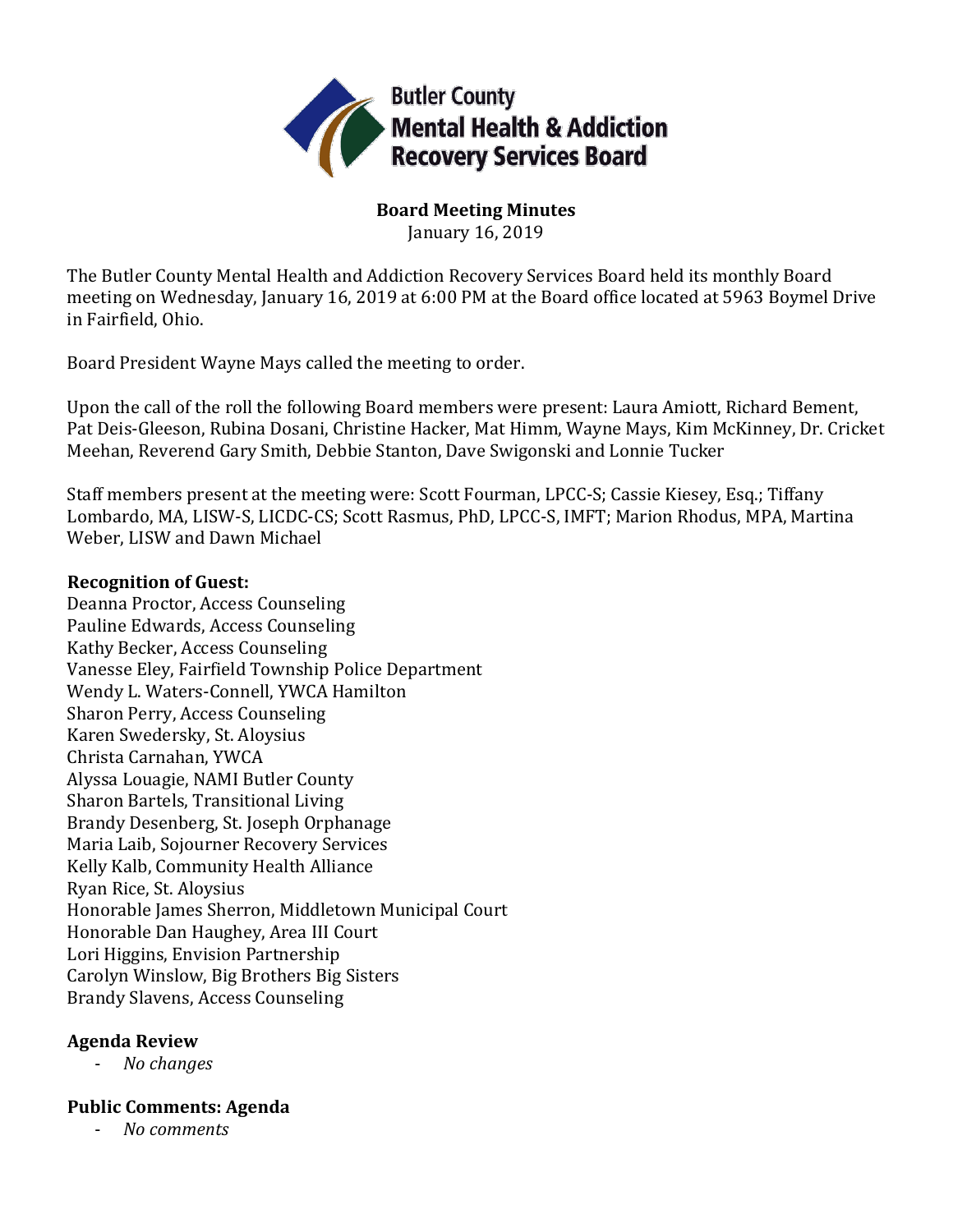Butler County Mental Health & Addiction Recovery Services Board

# Board Meeting Minutes

January 16, 2019

The Butler County Mental Health and Addiction Recovery Services Board held its monthly Board meeting on Wednesday, January 16, 2019 at 6:00 PM at the Board office located at 5963 Boymel Drive in Fairfield, Ohio.

Board President Wayne Mays called the meeting to order.

Upon the call of the roll the following Board members were present: Laura Amiott, Richard Bement, Pat Deis-Gleeson, Rubina Dosani, Christine Hacker, Mat Himm, Wayne Mays, Kim McKinney, Dr. Cricket Meehan, Reverend Gary Smith, Debbie Stanton, Dave Swigonski and Lonnie Tucker

Staff members present at the meeting were: Scott Fourman, LPCC-S; Cassie Kiesey, Esq.; Tiffany Lombardo, MA, LISW-S, LICDC-CS; Scott Rasmus, PhD, LPCC-S, IMFT; Marion Rhodus, MPA, Martina Weber, LISW and Dawn Michael

**Recognition of Guest:**

Deanna Proctor, Access Counseling
Pauline Edwards, Access Counseling
Kathy Becker, Access Counseling
Vanesse Eley, Fairfield Township Police Department
Wendy L. Waters-Connell, YWCA Hamilton
Sharon Perry, Access Counseling
Karen Swedersky, St. Aloysius
Christa Carnahan, YWCA
Alyssa Louagie, NAMI Butler County
Sharon Bartels, Transitional Living
Brandy Desenberg, St. Joseph Orphanage
Maria Laib, Sojourner Recovery Services
Kelly Kalb, Community Health Alliance
Ryan Rice, St. Aloysius
Honorable James Sherron, Middletown Municipal Court
Honorable Dan Haughey, Area III Court
Lori Higgins, Envision Partnership
Carolyn Winslow, Big Brothers Big Sisters
Brandy Slavens, Access Counseling

**Agenda Review**

- *No changes*

**Public Comments: Agenda**

- *No comments*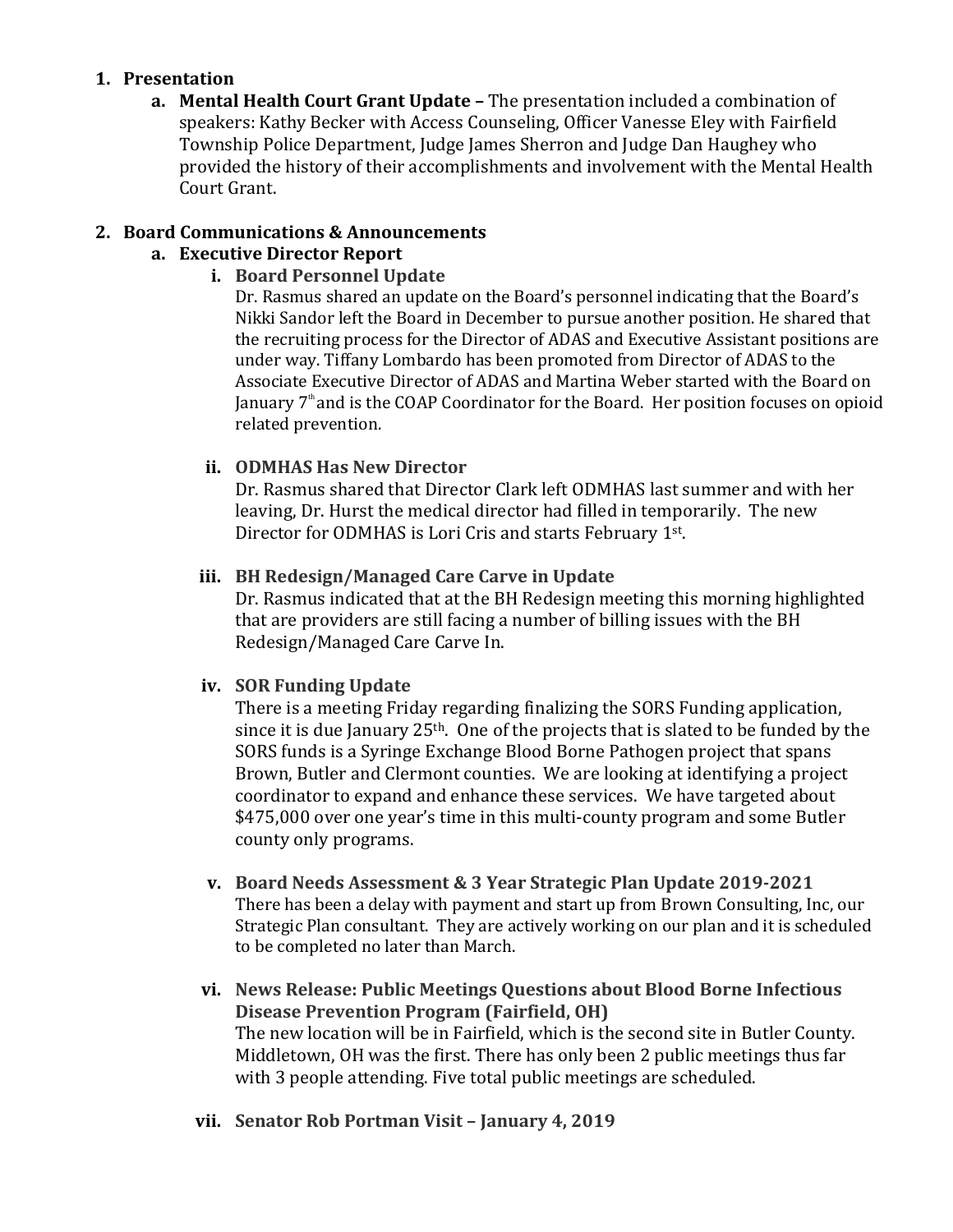1. **Presentation**
    a. **Mental Health Court Grant Update –** The presentation included a combination of speakers: Kathy Becker with Access Counseling, Officer Vanesse Eley with Fairfield Township Police Department, Judge James Sherron and Judge Dan Haughey who provided the history of their accomplishments and involvement with the Mental Health Court Grant.

2. **Board Communications & Announcements**
    a. **Executive Director Report**
        i. **Board Personnel Update**
        Dr. Rasmus shared an update on the Board's personnel indicating that the Board's Nikki Sandor left the Board in December to pursue another position. He shared that the recruiting process for the Director of ADAS and Executive Assistant positions are under way. Tiffany Lombardo has been promoted from Director of ADAS to the Associate Executive Director of ADAS and Martina Weber started with the Board on January 7th and is the COAP Coordinator for the Board. Her position focuses on opioid related prevention.

        ii. **ODMHAS Has New Director**
        Dr. Rasmus shared that Director Clark left ODMHAS last summer and with her leaving, Dr. Hurst the medical director had filled in temporarily. The new Director for ODMHAS is Lori Cris and starts February 1st.

        iii. **BH Redesign/Managed Care Carve in Update**
        Dr. Rasmus indicated that at the BH Redesign meeting this morning highlighted that are providers are still facing a number of billing issues with the BH Redesign/Managed Care Carve In.

        iv. **SOR Funding Update**
        There is a meeting Friday regarding finalizing the SORS Funding application, since it is due January 25th. One of the projects that is slated to be funded by the SORS funds is a Syringe Exchange Blood Borne Pathogen project that spans Brown, Butler and Clermont counties. We are looking at identifying a project coordinator to expand and enhance these services. We have targeted about $475,000 over one year's time in this multi-county program and some Butler county only programs.

        v. **Board Needs Assessment & 3 Year Strategic Plan Update 2019-2021**
        There has been a delay with payment and start up from Brown Consulting, Inc, our Strategic Plan consultant. They are actively working on our plan and it is scheduled to be completed no later than March.

        vi. **News Release: Public Meetings Questions about Blood Borne Infectious Disease Prevention Program (Fairfield, OH)**
        The new location will be in Fairfield, which is the second site in Butler County. Middletown, OH was the first. There has only been 2 public meetings thus far with 3 people attending. Five total public meetings are scheduled.

        vii. **Senator Rob Portman Visit – January 4, 2019**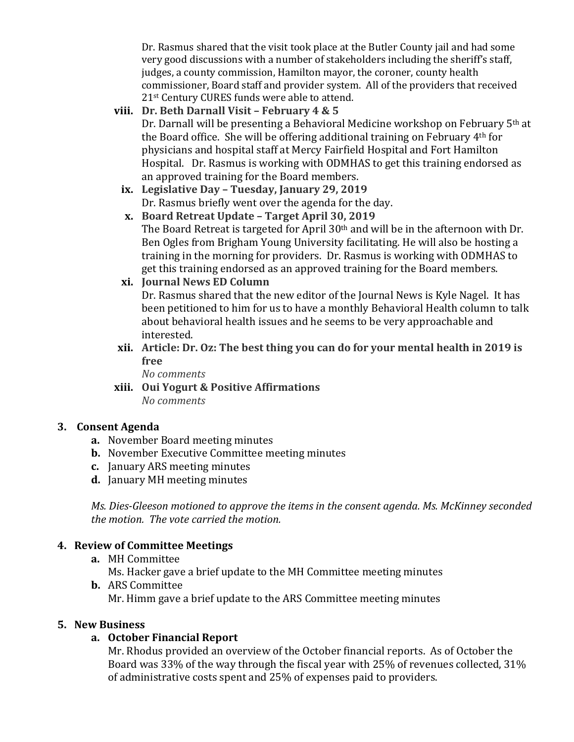Dr. Rasmus shared that the visit took place at the Butler County jail and had some very good discussions with a number of stakeholders including the sheriff's staff, judges, a county commission, Hamilton mayor, the coroner, county health commissioner, Board staff and provider system. All of the providers that received 21st Century CURES funds were able to attend.

viii. **Dr. Beth Darnall Visit – February 4 & 5**
Dr. Darnall will be presenting a Behavioral Medicine workshop on February 5th at the Board office. She will be offering additional training on February 4th for physicians and hospital staff at Mercy Fairfield Hospital and Fort Hamilton Hospital. Dr. Rasmus is working with ODMHAS to get this training endorsed as an approved training for the Board members.

ix. **Legislative Day – Tuesday, January 29, 2019**
Dr. Rasmus briefly went over the agenda for the day.

x. **Board Retreat Update – Target April 30, 2019**
The Board Retreat is targeted for April 30th and will be in the afternoon with Dr. Ben Ogles from Brigham Young University facilitating. He will also be hosting a training in the morning for providers. Dr. Rasmus is working with ODMHAS to get this training endorsed as an approved training for the Board members.

xi. **Journal News ED Column**
Dr. Rasmus shared that the new editor of the Journal News is Kyle Nagel. It has been petitioned to him for us to have a monthly Behavioral Health column to talk about behavioral health issues and he seems to be very approachable and interested.

xii. **Article: Dr. Oz: The best thing you can do for your mental health in 2019 is free**
*No comments*

xiii. **Oui Yogurt & Positive Affirmations**
*No comments*

## 3. Consent Agenda

**a.** November Board meeting minutes
**b.** November Executive Committee meeting minutes
**c.** January ARS meeting minutes
**d.** January MH meeting minutes

*Ms. Dies-Gleeson motioned to approve the items in the consent agenda. Ms. McKinney seconded the motion. The vote carried the motion.*

## 4. Review of Committee Meetings

**a.** MH Committee
Ms. Hacker gave a brief update to the MH Committee meeting minutes

**b.** ARS Committee
Mr. Himm gave a brief update to the ARS Committee meeting minutes

## 5. New Business

**a. October Financial Report**
Mr. Rhodus provided an overview of the October financial reports. As of October the Board was 33% of the way through the fiscal year with 25% of revenues collected, 31% of administrative costs spent and 25% of expenses paid to providers.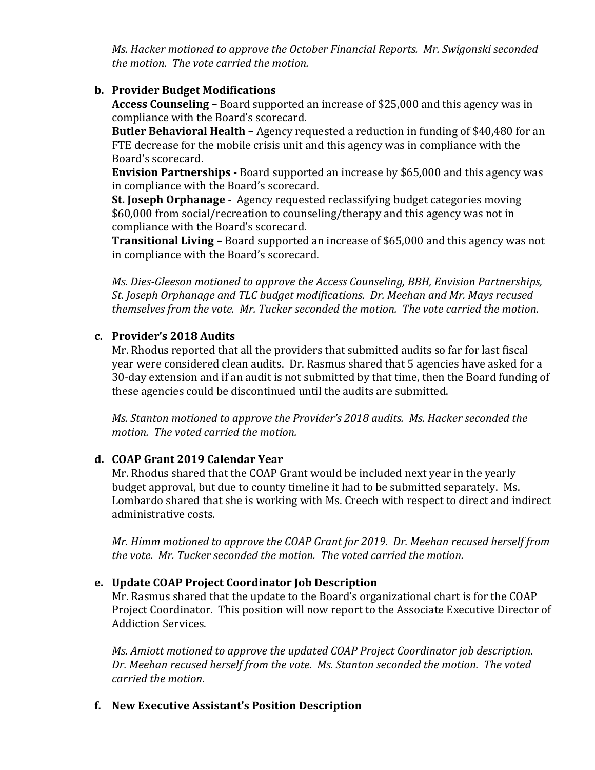*Ms. Hacker motioned to approve the October Financial Reports. Mr. Swigonski seconded the motion. The vote carried the motion.*

**b. Provider Budget Modifications**

**Access Counseling –** Board supported an increase of $25,000 and this agency was in compliance with the Board's scorecard.

**Butler Behavioral Health –** Agency requested a reduction in funding of $40,480 for an FTE decrease for the mobile crisis unit and this agency was in compliance with the Board's scorecard.

**Envision Partnerships -** Board supported an increase by $65,000 and this agency was in compliance with the Board's scorecard.

**St. Joseph Orphanage** - Agency requested reclassifying budget categories moving $60,000 from social/recreation to counseling/therapy and this agency was not in compliance with the Board's scorecard.

**Transitional Living –** Board supported an increase of $65,000 and this agency was not in compliance with the Board's scorecard.

*Ms. Dies-Gleeson motioned to approve the Access Counseling, BBH, Envision Partnerships, St. Joseph Orphanage and TLC budget modifications. Dr. Meehan and Mr. Mays recused themselves from the vote. Mr. Tucker seconded the motion. The vote carried the motion.*

**c. Provider's 2018 Audits**

Mr. Rhodus reported that all the providers that submitted audits so far for last fiscal year were considered clean audits. Dr. Rasmus shared that 5 agencies have asked for a 30-day extension and if an audit is not submitted by that time, then the Board funding of these agencies could be discontinued until the audits are submitted.

*Ms. Stanton motioned to approve the Provider's 2018 audits. Ms. Hacker seconded the motion. The voted carried the motion.*

**d. COAP Grant 2019 Calendar Year**

Mr. Rhodus shared that the COAP Grant would be included next year in the yearly budget approval, but due to county timeline it had to be submitted separately. Ms. Lombardo shared that she is working with Ms. Creech with respect to direct and indirect administrative costs.

*Mr. Himm motioned to approve the COAP Grant for 2019. Dr. Meehan recused herself from the vote. Mr. Tucker seconded the motion. The voted carried the motion.*

**e. Update COAP Project Coordinator Job Description**

Mr. Rasmus shared that the update to the Board's organizational chart is for the COAP Project Coordinator. This position will now report to the Associate Executive Director of Addiction Services.

*Ms. Amiott motioned to approve the updated COAP Project Coordinator job description. Dr. Meehan recused herself from the vote. Ms. Stanton seconded the motion. The voted carried the motion.*

**f. New Executive Assistant's Position Description**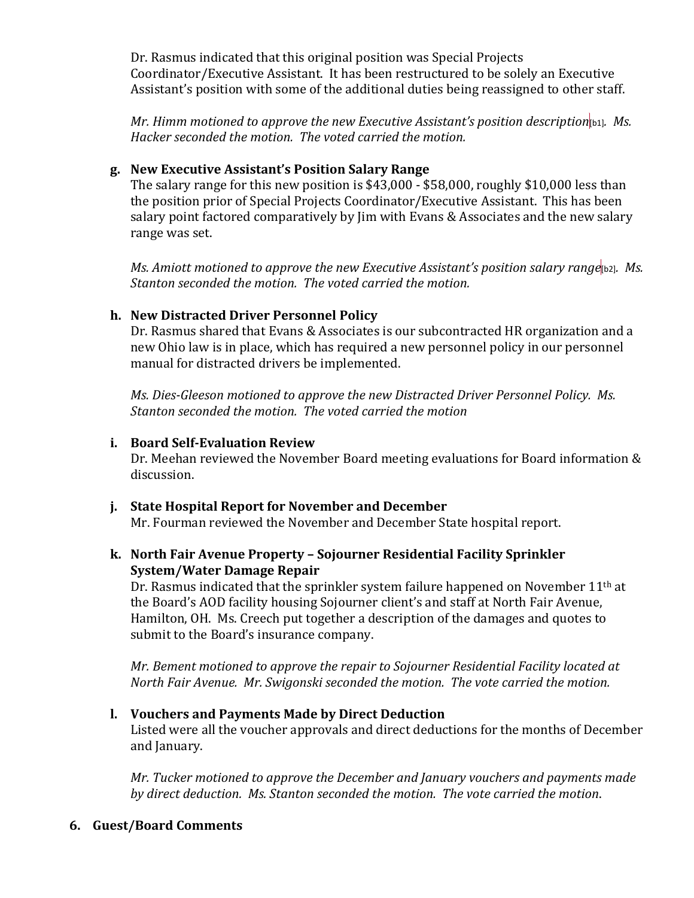Dr. Rasmus indicated that this original position was Special Projects Coordinator/Executive Assistant. It has been restructured to be solely an Executive Assistant's position with some of the additional duties being reassigned to other staff.

*Mr. Himm motioned to approve the new Executive Assistant's position description*[b1]*. Ms. Hacker seconded the motion. The voted carried the motion.*

**g. New Executive Assistant's Position Salary Range**

The salary range for this new position is $43,000 - $58,000, roughly $10,000 less than the position prior of Special Projects Coordinator/Executive Assistant. This has been salary point factored comparatively by Jim with Evans & Associates and the new salary range was set.

*Ms. Amiott motioned to approve the new Executive Assistant's position salary range*[b2]*. Ms. Stanton seconded the motion. The voted carried the motion.*

**h. New Distracted Driver Personnel Policy**

Dr. Rasmus shared that Evans & Associates is our subcontracted HR organization and a new Ohio law is in place, which has required a new personnel policy in our personnel manual for distracted drivers be implemented.

*Ms. Dies-Gleeson motioned to approve the new Distracted Driver Personnel Policy. Ms. Stanton seconded the motion. The voted carried the motion*

**i. Board Self-Evaluation Review**

Dr. Meehan reviewed the November Board meeting evaluations for Board information & discussion.

**j. State Hospital Report for November and December**

Mr. Fourman reviewed the November and December State hospital report.

**k. North Fair Avenue Property – Sojourner Residential Facility Sprinkler System/Water Damage Repair**

Dr. Rasmus indicated that the sprinkler system failure happened on November 11th at the Board's AOD facility housing Sojourner client's and staff at North Fair Avenue, Hamilton, OH. Ms. Creech put together a description of the damages and quotes to submit to the Board's insurance company.

*Mr. Bement motioned to approve the repair to Sojourner Residential Facility located at North Fair Avenue. Mr. Swigonski seconded the motion. The vote carried the motion.*

**l. Vouchers and Payments Made by Direct Deduction**

Listed were all the voucher approvals and direct deductions for the months of December and January.

*Mr. Tucker motioned to approve the December and January vouchers and payments made by direct deduction. Ms. Stanton seconded the motion. The vote carried the motion.*

## 6. Guest/Board Comments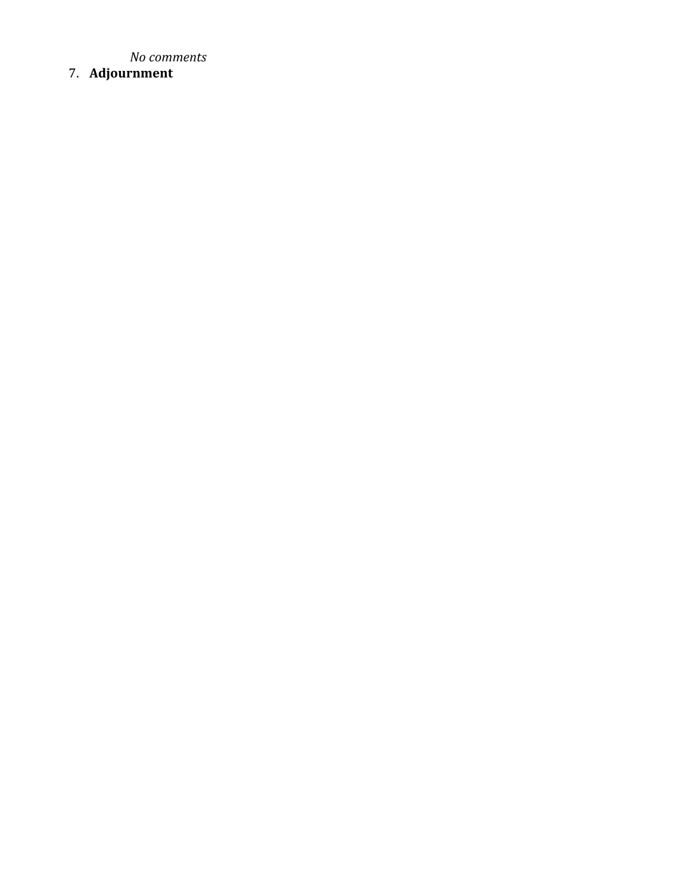*No comments*

7. **Adjournment**